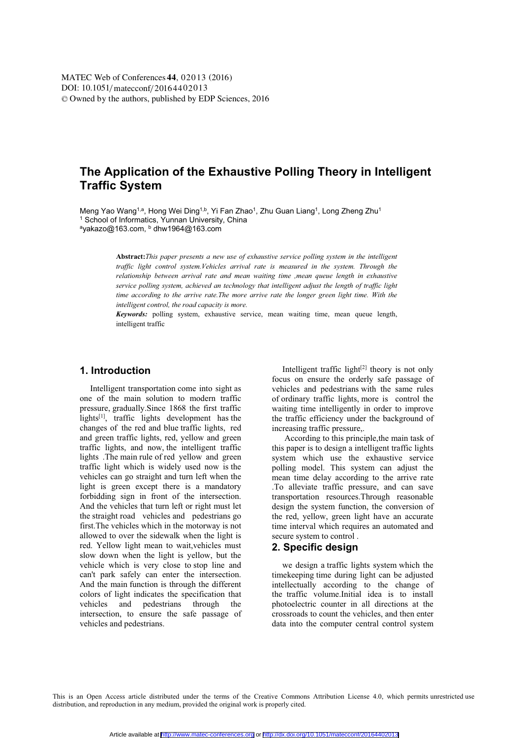# The Application of the Exhaustive Polling Theory in Intelligent Traffic System

Meng Yao Wang[1,a], Hong Wei Ding[1,b], Yi Fan Zhao[1], Zhu Guan Liang[1], Long Zheng Zhu[1]

[1] School of Informatics, Yunnan University, China

[a]yakazo@163.com, [b] dhw1964@163.com

**Abstract:** *This paper presents a new use of exhaustive service polling system in the intelligent traffic light control system.Vehicles arrival rate is measured in the system. Through the relationship between arrival rate and mean waiting time ,mean queue length in exhaustive service polling system, achieved an technology that intelligent adjust the length of traffic light time according to the arrive rate.The more arrive rate the longer green light time. With the intelligent control, the road capacity is more.*

***Keywords:*** polling system, exhaustive service, mean waiting time, mean queue length, intelligent traffic

## 1. Introduction

Intelligent transportation come into sight as one of the main solution to modern traffic pressure, gradually.Since 1868 the first traffic lights[1], traffic lights development has the changes of the red and blue traffic lights, red and green traffic lights, red, yellow and green traffic lights, and now, the intelligent traffic lights .The main rule of red yellow and green traffic light which is widely used now is the vehicles can go straight and turn left when the light is green except there is a mandatory forbidding sign in front of the intersection. And the vehicles that turn left or right must let the straight road vehicles and pedestrians go first.The vehicles which in the motorway is not allowed to over the sidewalk when the light is red. Yellow light mean to wait,vehicles must slow down when the light is yellow, but the vehicle which is very close to stop line and can't park safely can enter the intersection. And the main function is through the different colors of light indicates the specification that vehicles and pedestrians through the intersection, to ensure the safe passage of vehicles and pedestrians.

Intelligent traffic light[2] theory is not only focus on ensure the orderly safe passage of vehicles and pedestrians with the same rules of ordinary traffic lights, more is control the waiting time intelligently in order to improve the traffic efficiency under the background of increasing traffic pressure,.

According to this principle,the main task of this paper is to design a intelligent traffic lights system which use the exhaustive service polling model. This system can adjust the mean time delay according to the arrive rate .To alleviate traffic pressure, and can save transportation resources.Through reasonable design the system function, the conversion of the red, yellow, green light have an accurate time interval which requires an automated and secure system to control .

## 2. Specific design

we design a traffic lights system which the timekeeping time during light can be adjusted intellectually according to the change of the traffic volume.Initial idea is to install photoelectric counter in all directions at the crossroads to count the vehicles, and then enter data into the computer central control system

This is an Open Access article distributed under the terms of the Creative Commons Attribution License 4.0, which permits unrestricted use distribution, and reproduction in any medium, provided the original work is properly cited.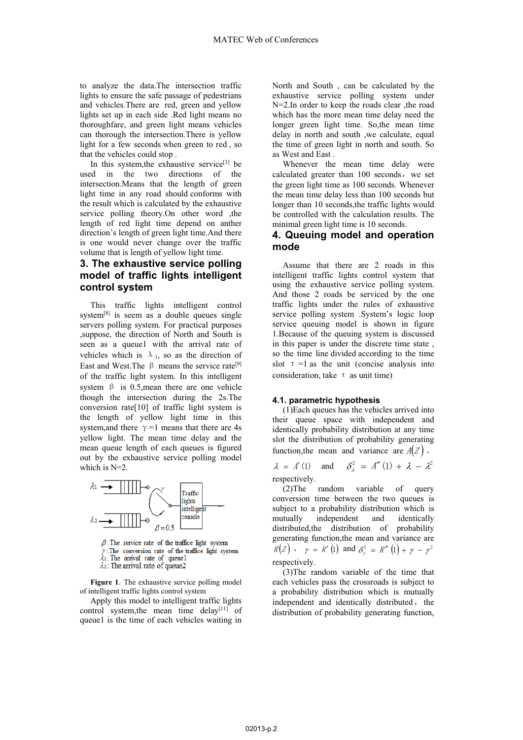to analyze the data.The intersection traffic lights to ensure the safe passage of pedestrians and vehicles.There are red, green and yellow lights set up in each side .Red light means no thoroughfare, and green light means vehicles can thorough the intersection.There is yellow light for a few seconds when green to red , so that the vehicles could stop .

In this system,the exhaustive service[3] be used in the two directions of the intersection.Means that the length of green light time in any road should conforms with the result which is calculated by the exhaustive service polling theory.On other word ,the length of red light time depend on anther direction's length of green light time.And there is one would never change over the traffic volume that is length of yellow light time.

## 3. The exhaustive service polling model of traffic lights intelligent control system

This traffic lights intelligent control system[8] is seem as a double queues single servers polling system. For practical purposes ,suppose, the direction of North and South is seen as a queue1 with the arrival rate of vehicles which is $\lambda_1$, so as the direction of East and West.The $\beta$ means the service rate[9] of the traffic light system. In this intelligent system $\beta$ is 0.5,mean there are one vehicle though the intersection during the 2s.The conversion rate[10] of traffic light system is the length of yellow light time in this system,and there $\gamma$ =1 means that there are 4s yellow light. The mean time delay and the mean queue length of each queues is figured out by the exhaustive service polling model which is N=2.

$\lambda 1$

$\gamma$

Traffic lights intelligent console

$\lambda 2$

$\beta = 0.5$

$\beta$: The service rate of the traffic light system
$\gamma$: The conversion rate of the traffic light system
$\lambda 1$: The arrival rate of queue1
$\lambda 2$: The arrival rate of queue2

**Figure 1**. The exhaustive service polling model of intelligent traffic lights control system

Apply this model to intelligent traffic lights control system,the mean time delay[11] of queue1 is the time of each vehicles waiting in North and South , can be calculated by the exhaustive service polling system under N=2.In order to keep the roads clear ,the road which has the more mean time delay need the longer green light time. So,the mean time delay in north and south ,we calculate, equal the time of green light in north and south. So as West and East .

Whenever the mean time delay were calculated greater than 100 seconds，we set the green light time as 100 seconds. Whenever the mean time delay less than 100 seconds but longer than 10 seconds,the traffic lights would be controlled with the calculation results. The minimal green light time is 10 seconds.

## 4. Queuing model and operation mode

Assume that there are 2 roads in this intelligent traffic lights control system that using the exhaustive service polling system. And those 2 roads be serviced by the one traffic lights under the rules of exhaustive service polling system .System's logic loop service queuing model is shown in figure 1.Because of the queuing system is discussed in this paper is under the discrete time state , so the time line divided according to the time slot $\tau$ =1 as the unit (concise analysis into consideration, take $\tau$ as unit time)

### 4.1. parametric hypothesis

(1)Each queues has the vehicles arrived into their queue space with independent and identically probability distribution at any time slot the distribution of probability generating function,the mean and variance are $A(Z)$、$\lambda = A'(1)$ and $\delta_{\lambda}^{2} = A''(1) + \lambda - \lambda^{2}$ respectively.

(2)The random variable of query conversion time between the two queues is subject to a probability distribution which is mutually independent and identically distributed,the distribution of probability generating function,the mean and variance are $R(Z)$、$\gamma = R'(1)$ and $\delta_{\gamma}^{2} = R''(1) + \gamma - \gamma^{2}$ respectively.

(3)The random variable of the time that each vehicles pass the crossroads is subject to a probability distribution which is mutually independent and identically distributed，the distribution of probability generating function,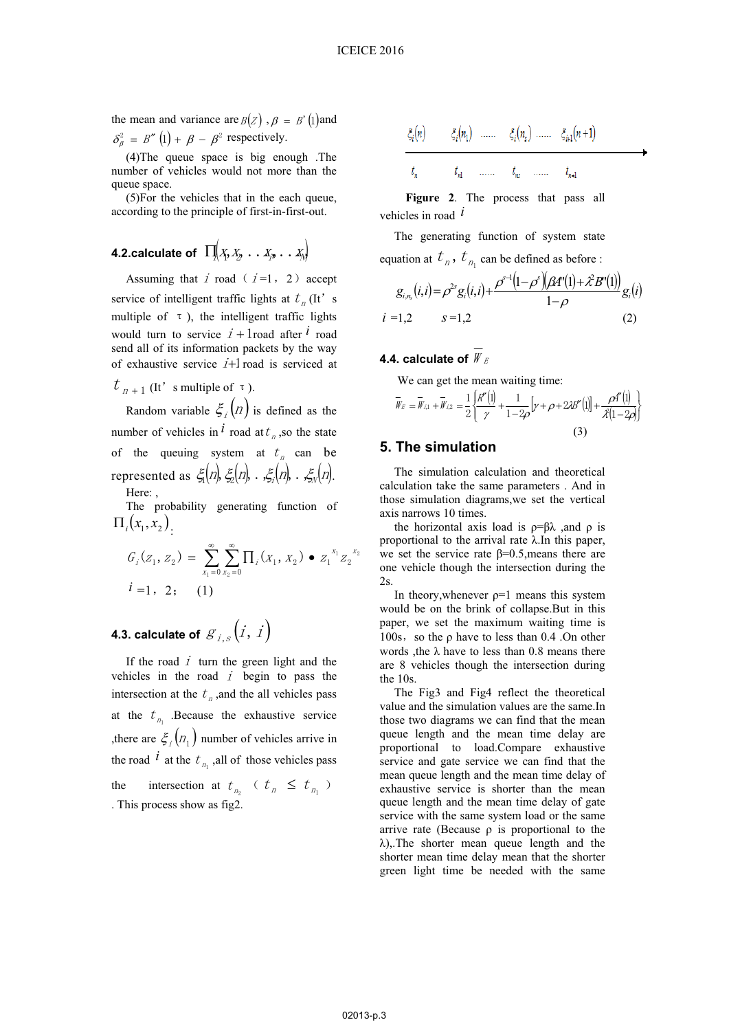the mean and variance are $B(Z)$ , $\beta = B'(1)$ and $\delta_\beta^2 = B''(1) + \beta - \beta^2$ respectively.

(4)The queue space is big enough .The number of vehicles would not more than the queue space.

(5)For the vehicles that in the each queue, according to the principle of first-in-first-out.

### 4.2.calculate of $\prod(x_1, x_2, ..x_i, ..x_N)$

Assuming that $i$ road（$i$=1，2）accept service of intelligent traffic lights at $t_n$ (It' s multiple of τ), the intelligent traffic lights would turn to service $i+1$road after $i$ road send all of its information packets by the way of exhaustive service $i$+1 road is serviced at $t_{n+1}$ (It' s multiple of τ).

Random variable $\xi_i(n)$ is defined as the number of vehicles in $i$ road at $t_n$ ,so the state of the queuing system at $t_n$ can be represented as $\xi_1(n), \xi_2(n), ..\xi_i(n), ..\xi_N(n)$.

Here: ,

The probability generating function of $\Pi_i(x_1, x_2)$:

$$G_i(z_1, z_2) = \sum_{x_1=0}^{\infty}\sum_{x_2=0}^{\infty}\Pi_i(x_1, x_2) \bullet z_1^{x_1} z_2^{x_2}$$

$i$ =1，2； (1)

### 4.3. calculate of $g_{i,s}(i, i)$

If the road $i$ turn the green light and the vehicles in the road $i$ begin to pass the intersection at the $t_n$ ,and the all vehicles pass at the $t_{n_1}$ .Because the exhaustive service ,there are $\xi_i(n_1)$ number of vehicles arrive in the road $i$ at the $t_{n_1}$ ,all of those vehicles pass the intersection at $t_{n_2}$ （$t_n \le t_{n_1}$） . This process show as fig2.

$\xi_i(n)$ $\xi_i(n_1)$ ...... $\xi_i(n_2)$ ...... $\xi_{i+1}(n+1)$

$t_n$ $t_{n1}$ ...... $t_{n2}$ ...... $t_{n+1}$

**Figure 2**. The process that pass all vehicles in road $i$

The generating function of system state equation at $t_n$, $t_{n_1}$ can be defined as before :

$$g_{i,n_s}(i,i) = \rho^{2s} g_i(i,i) + \frac{\rho^{s-1}(1-\rho^s)(\beta A''(1) + \lambda^2 B''(1))}{1-\rho} g_i(i)$$

$i$ =1,2 $s$ =1,2 (2)

### 4.4. calculate of $\overline{W}_E$

We can get the mean waiting time:

$$\overline{W}_E = \overline{W}_{i1} + \overline{W}_{i2} = \frac{1}{2}\left\{\frac{R''(1)}{\gamma} + \frac{1}{1-2\rho}\left[\gamma + \rho + 2\lambda\beta B''(1)\right] + \frac{\rho f''(1)}{\lambda(1-2\rho)}\right\}$$

(3)

## 5. The simulation

The simulation calculation and theoretical calculation take the same parameters . And in those simulation diagrams,we set the vertical axis narrows 10 times.

the horizontal axis load is ρ=βλ ,and ρ is proportional to the arrival rate λ.In this paper, we set the service rate β=0.5,means there are one vehicle though the intersection during the 2s.

In theory,whenever ρ=1 means this system would be on the brink of collapse.But in this paper, we set the maximum waiting time is 100s，so the ρ have to less than 0.4 .On other words ,the λ have to less than 0.8 means there are 8 vehicles though the intersection during the 10s.

The Fig3 and Fig4 reflect the theoretical value and the simulation values are the same.In those two diagrams we can find that the mean queue length and the mean time delay are proportional to load.Compare exhaustive service and gate service we can find that the mean queue length and the mean time delay of exhaustive service is shorter than the mean queue length and the mean time delay of gate service with the same system load or the same arrive rate (Because ρ is proportional to the λ),.The shorter mean queue length and the shorter mean time delay mean that the shorter green light time be needed with the same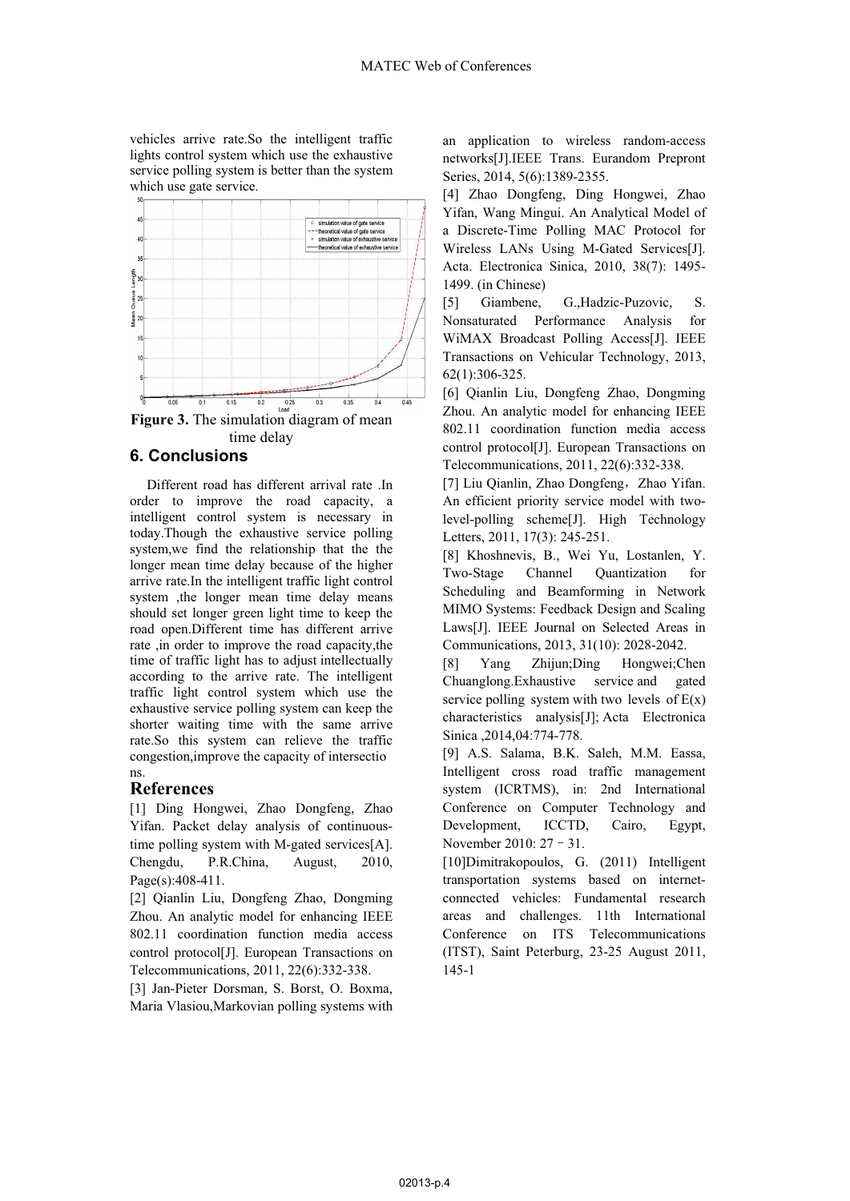vehicles arrive rate.So the intelligent traffic lights control system which use the exhaustive service polling system is better than the system which use gate service.

50
45
40
35
30
25
20
15
10
5
0
0 0.05 0.1 0.15 0.2 0.25 0.3 0.35 0.4 0.45
Load
Mean Queue Length
simulation value of gate service
theoretical value of gate service
simulation value of exhaustive service
theoretical value of exhaustive service

**Figure 3.** The simulation diagram of mean time delay

## 6. Conclusions

Different road has different arrival rate .In order to improve the road capacity, a intelligent control system is necessary in today.Though the exhaustive service polling system,we find the relationship that the the longer mean time delay because of the higher arrive rate.In the intelligent traffic light control system ,the longer mean time delay means should set longer green light time to keep the road open.Different time has different arrive rate ,in order to improve the road capacity,the time of traffic light has to adjust intellectually according to the arrive rate. The intelligent traffic light control system which use the exhaustive service polling system can keep the shorter waiting time with the same arrive rate.So this system can relieve the traffic congestion,improve the capacity of intersectio ns.

## References

[1] Ding Hongwei, Zhao Dongfeng, Zhao Yifan. Packet delay analysis of continuous-time polling system with M-gated services[A]. Chengdu, P.R.China, August, 2010, Page(s):408-411.

[2] Qianlin Liu, Dongfeng Zhao, Dongming Zhou. An analytic model for enhancing IEEE 802.11 coordination function media access control protocol[J]. European Transactions on Telecommunications, 2011, 22(6):332-338.

[3] Jan-Pieter Dorsman, S. Borst, O. Boxma, Maria Vlasiou,Markovian polling systems with an application to wireless random-access networks[J].IEEE Trans. Eurandom Prepront Series, 2014, 5(6):1389-2355.

[4] Zhao Dongfeng, Ding Hongwei, Zhao Yifan, Wang Mingui. An Analytical Model of a Discrete-Time Polling MAC Protocol for Wireless LANs Using M-Gated Services[J]. Acta. Electronica Sinica, 2010, 38(7): 1495-1499. (in Chinese)

[5] Giambene, G.,Hadzic-Puzovic, S. Nonsaturated Performance Analysis for WiMAX Broadcast Polling Access[J]. IEEE Transactions on Vehicular Technology, 2013, 62(1):306-325.

[6] Qianlin Liu, Dongfeng Zhao, Dongming Zhou. An analytic model for enhancing IEEE 802.11 coordination function media access control protocol[J]. European Transactions on Telecommunications, 2011, 22(6):332-338.

[7] Liu Qianlin, Zhao Dongfeng，Zhao Yifan. An efficient priority service model with two-level-polling scheme[J]. High Technology Letters, 2011, 17(3): 245-251.

[8] Khoshnevis, B., Wei Yu, Lostanlen, Y. Two-Stage Channel Quantization for Scheduling and Beamforming in Network MIMO Systems: Feedback Design and Scaling Laws[J]. IEEE Journal on Selected Areas in Communications, 2013, 31(10): 2028-2042.

[8] Yang Zhijun;Ding Hongwei;Chen Chuanglong.Exhaustive service and gated service polling system with two levels of E(x) characteristics analysis[J]; Acta Electronica Sinica ,2014,04:774-778.

[9] A.S. Salama, B.K. Saleh, M.M. Eassa, Intelligent cross road traffic management system (ICRTMS), in: 2nd International Conference on Computer Technology and Development, ICCTD, Cairo, Egypt, November 2010: 27 – 31.

[10]Dimitrakopoulos, G. (2011) Intelligent transportation systems based on internet-connected vehicles: Fundamental research areas and challenges. 11th International Conference on ITS Telecommunications (ITST), Saint Peterburg, 23-25 August 2011, 145-1